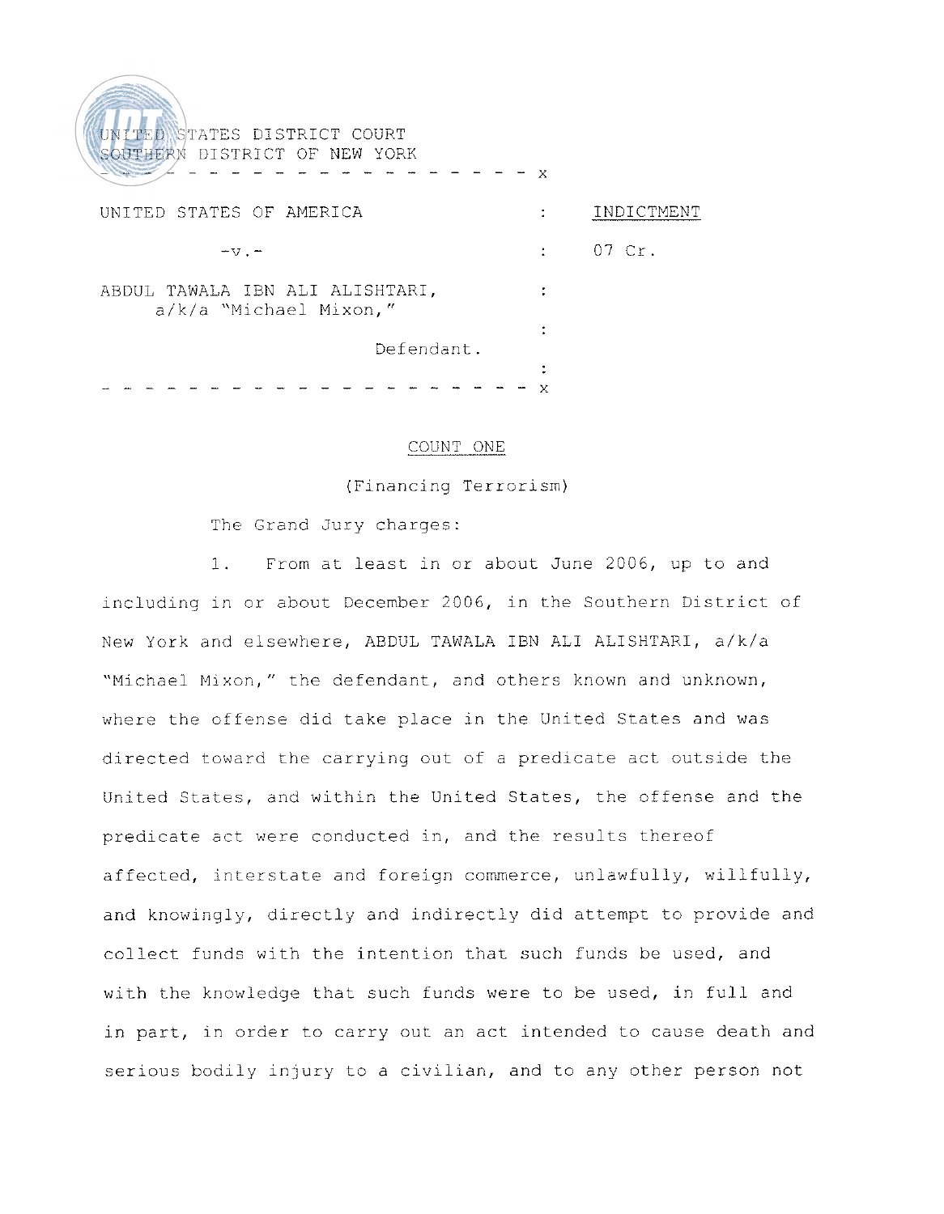UNITED STATES DISTRICT COURT
SOUTHERN DISTRICT OF NEW YORK

- - - - - - - - - - - - - - - - - - - - - x

| | | |
|---|---|---|
| UNITED STATES OF AMERICA | : | INDICTMENT |
| -v.- | : | 07 Cr. |
| ABDUL TAWALA IBN ALI ALISHTARI, a/k/a "Michael Mixon," | : | |
| Defendant. | : | |

- - - - - - - - - - - - - - - - - - - - - x

## COUNT ONE

(Financing Terrorism)

The Grand Jury charges:

1. From at least in or about June 2006, up to and including in or about December 2006, in the Southern District of New York and elsewhere, ABDUL TAWALA IBN ALI ALISHTARI, a/k/a "Michael Mixon," the defendant, and others known and unknown, where the offense did take place in the United States and was directed toward the carrying out of a predicate act outside the United States, and within the United States, the offense and the predicate act were conducted in, and the results thereof affected, interstate and foreign commerce, unlawfully, willfully, and knowingly, directly and indirectly did attempt to provide and collect funds with the intention that such funds be used, and with the knowledge that such funds were to be used, in full and in part, in order to carry out an act intended to cause death and serious bodily injury to a civilian, and to any other person not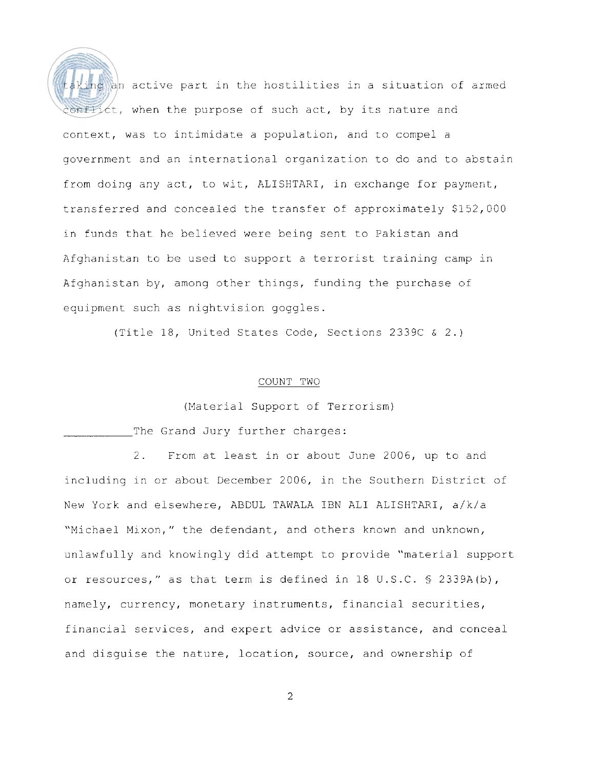taking an active part in the hostilities in a situation of armed conflict, when the purpose of such act, by its nature and context, was to intimidate a population, and to compel a government and an international organization to do and to abstain from doing any act, to wit, ALISHTARI, in exchange for payment, transferred and concealed the transfer of approximately $152,000 in funds that he believed were being sent to Pakistan and Afghanistan to be used to support a terrorist training camp in Afghanistan by, among other things, funding the purchase of equipment such as nightvision goggles.

(Title 18, United States Code, Sections 2339C & 2.)

COUNT TWO

(Material Support of Terrorism)

The Grand Jury further charges:

2. From at least in or about June 2006, up to and including in or about December 2006, in the Southern District of New York and elsewhere, ABDUL TAWALA IBN ALI ALISHTARI, a/k/a "Michael Mixon," the defendant, and others known and unknown, unlawfully and knowingly did attempt to provide "material support or resources," as that term is defined in 18 U.S.C. § 2339A(b), namely, currency, monetary instruments, financial securities, financial services, and expert advice or assistance, and conceal and disguise the nature, location, source, and ownership of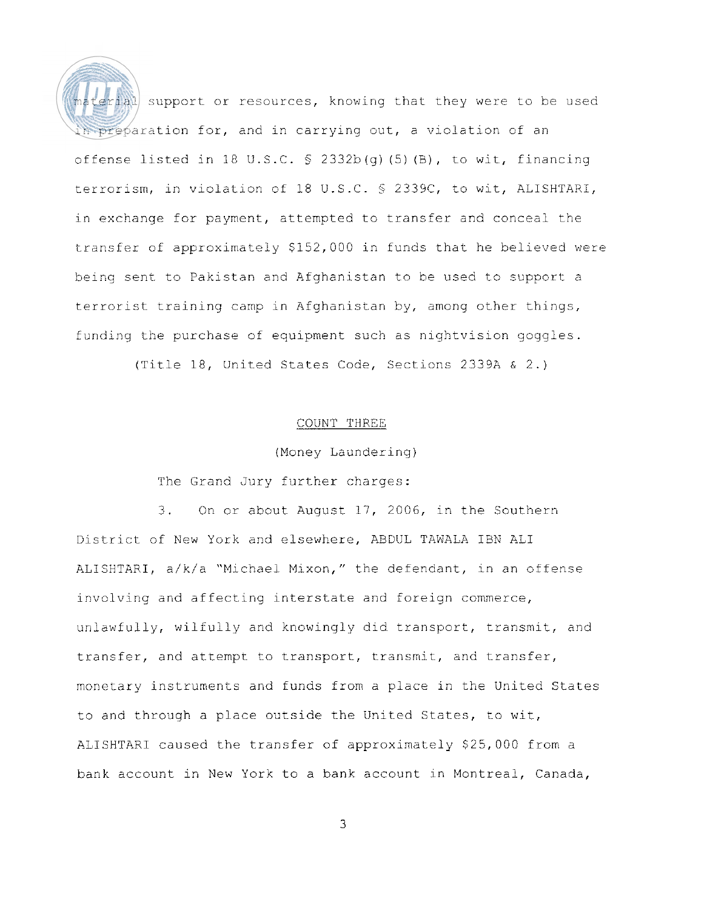material support or resources, knowing that they were to be used in preparation for, and in carrying out, a violation of an offense listed in 18 U.S.C. § 2332b(g)(5)(B), to wit, financing terrorism, in violation of 18 U.S.C. § 2339C, to wit, ALISHTARI, in exchange for payment, attempted to transfer and conceal the transfer of approximately $152,000 in funds that he believed were being sent to Pakistan and Afghanistan to be used to support a terrorist training camp in Afghanistan by, among other things, funding the purchase of equipment such as nightvision goggles.

(Title 18, United States Code, Sections 2339A & 2.)

## COUNT THREE

(Money Laundering)

The Grand Jury further charges:

3. On or about August 17, 2006, in the Southern District of New York and elsewhere, ABDUL TAWALA IBN ALI ALISHTARI, a/k/a "Michael Mixon," the defendant, in an offense involving and affecting interstate and foreign commerce, unlawfully, wilfully and knowingly did transport, transmit, and transfer, and attempt to transport, transmit, and transfer, monetary instruments and funds from a place in the United States to and through a place outside the United States, to wit, ALISHTARI caused the transfer of approximately $25,000 from a bank account in New York to a bank account in Montreal, Canada,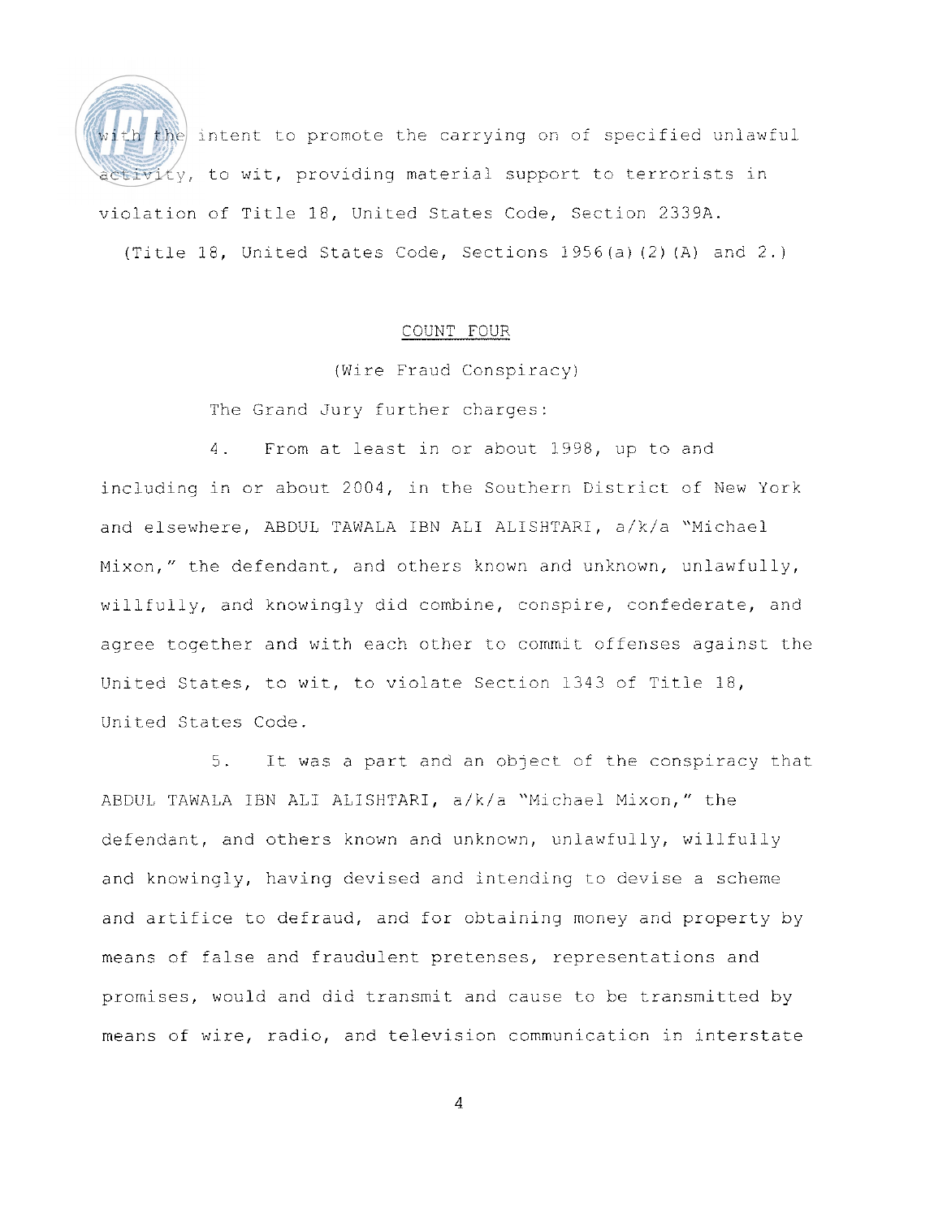with the intent to promote the carrying on of specified unlawful activity, to wit, providing material support to terrorists in violation of Title 18, United States Code, Section 2339A.

(Title 18, United States Code, Sections 1956(a)(2)(A) and 2.)

## COUNT FOUR

(Wire Fraud Conspiracy)

The Grand Jury further charges:

4. From at least in or about 1998, up to and including in or about 2004, in the Southern District of New York and elsewhere, ABDUL TAWALA IBN ALI ALISHTARI, a/k/a "Michael Mixon," the defendant, and others known and unknown, unlawfully, willfully, and knowingly did combine, conspire, confederate, and agree together and with each other to commit offenses against the United States, to wit, to violate Section 1343 of Title 18, United States Code.

5. It was a part and an object of the conspiracy that ABDUL TAWALA IBN ALI ALISHTARI, a/k/a "Michael Mixon," the defendant, and others known and unknown, unlawfully, willfully and knowingly, having devised and intending to devise a scheme and artifice to defraud, and for obtaining money and property by means of false and fraudulent pretenses, representations and promises, would and did transmit and cause to be transmitted by means of wire, radio, and television communication in interstate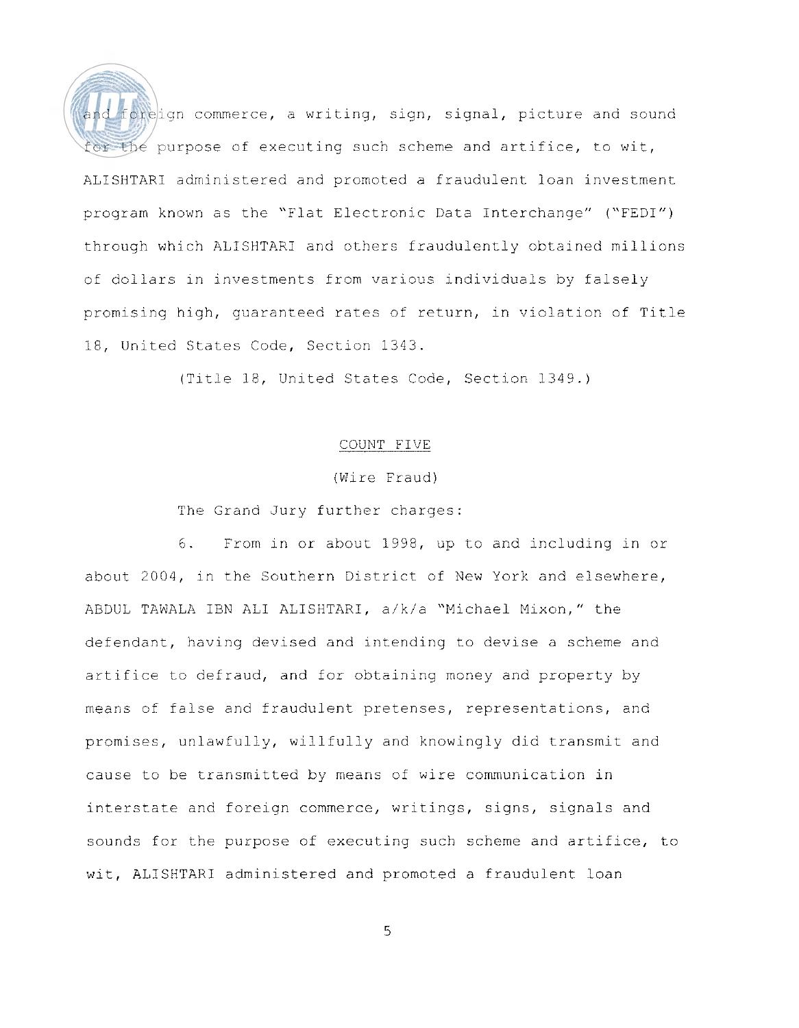and foreign commerce, a writing, sign, signal, picture and sound for the purpose of executing such scheme and artifice, to wit, ALISHTARI administered and promoted a fraudulent loan investment program known as the "Flat Electronic Data Interchange" ("FEDI") through which ALISHTARI and others fraudulently obtained millions of dollars in investments from various individuals by falsely promising high, guaranteed rates of return, in violation of Title 18, United States Code, Section 1343.

(Title 18, United States Code, Section 1349.)

COUNT FIVE

(Wire Fraud)

The Grand Jury further charges:

6. From in or about 1998, up to and including in or about 2004, in the Southern District of New York and elsewhere, ABDUL TAWALA IBN ALI ALISHTARI, a/k/a "Michael Mixon," the defendant, having devised and intending to devise a scheme and artifice to defraud, and for obtaining money and property by means of false and fraudulent pretenses, representations, and promises, unlawfully, willfully and knowingly did transmit and cause to be transmitted by means of wire communication in interstate and foreign commerce, writings, signs, signals and sounds for the purpose of executing such scheme and artifice, to wit, ALISHTARI administered and promoted a fraudulent loan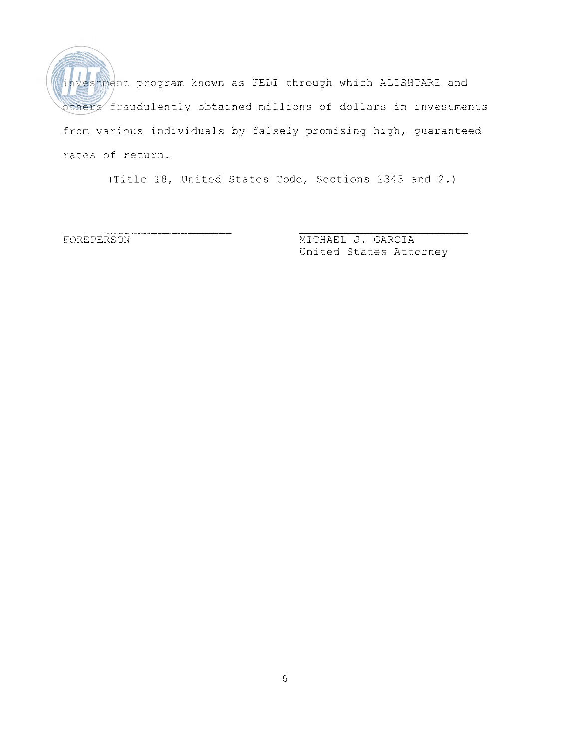investment program known as FEDI through which ALISHTARI and others fraudulently obtained millions of dollars in investments from various individuals by falsely promising high, guaranteed rates of return.

(Title 18, United States Code, Sections 1343 and 2.)

| | |
|---|---|
| \_\_\_\_\_\_\_\_\_\_\_\_\_\_\_\_\_\_\_\_\_\_\_\_\_ | \_\_\_\_\_\_\_\_\_\_\_\_\_\_\_\_\_\_\_\_\_\_\_\_\_ |
| FOREPERSON | MICHAEL J. GARCIA<br>United States Attorney |